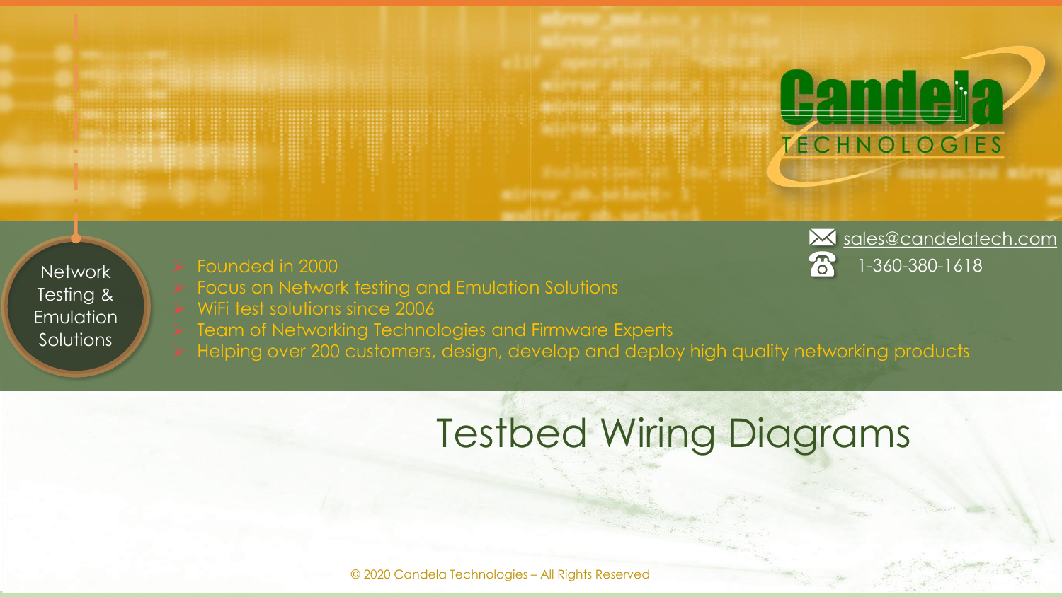Candela TECHNOLOGIES

Network Testing & Emulation Solutions

- Founded in 2000
- Focus on Network testing and Emulation Solutions
- WiFi test solutions since 2006
- Team of Networking Technologies and Firmware Experts
- Helping over 200 customers, design, develop and deploy high quality networking products

sales@candelatech.com

1-360-380-1618

# Testbed Wiring Diagrams

© 2020 Candela Technologies – All Rights Reserved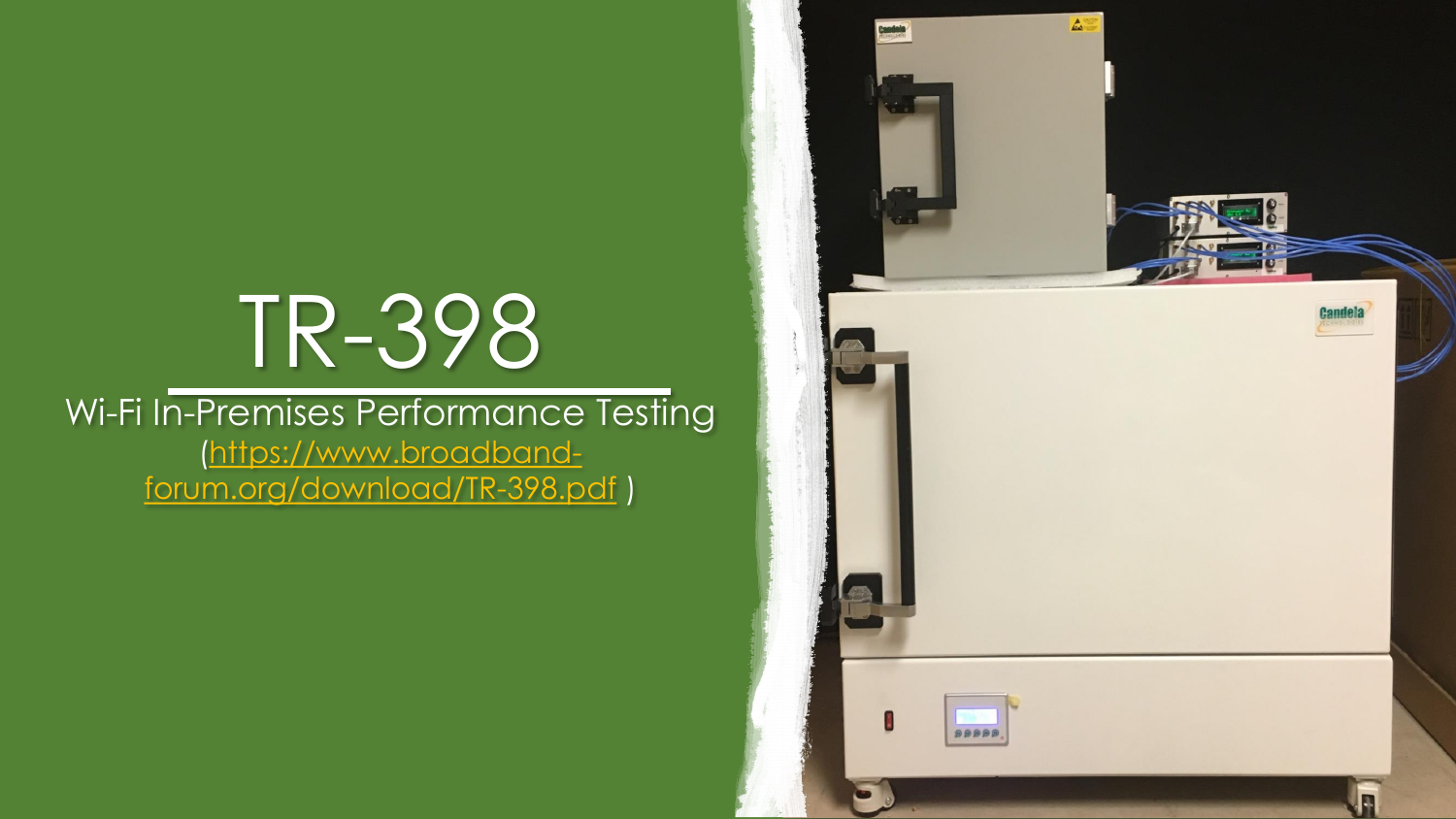# TR-398

Wi-Fi In-Premises Performance Testing

(https://www.broadband-forum.org/download/TR-398.pdf )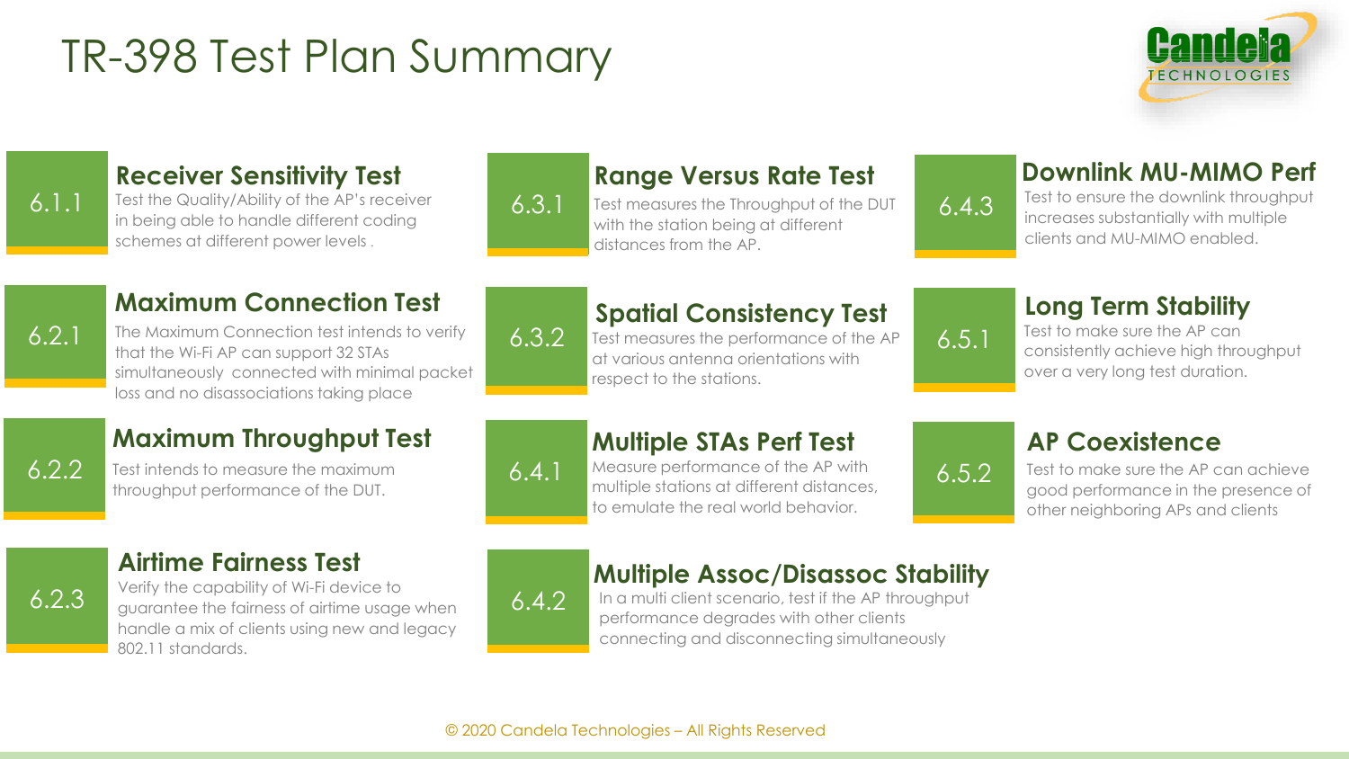# TR-398 Test Plan Summary

### 6.1.1 Receiver Sensitivity Test
Test the Quality/Ability of the AP's receiver in being able to handle different coding schemes at different power levels .

### 6.2.1 Maximum Connection Test
The Maximum Connection test intends to verify that the Wi-Fi AP can support 32 STAs simultaneously connected with minimal packet loss and no disassociations taking place

### 6.2.2 Maximum Throughput Test
Test intends to measure the maximum throughput performance of the DUT.

### 6.2.3 Airtime Fairness Test
Verify the capability of Wi-Fi device to guarantee the fairness of airtime usage when handle a mix of clients using new and legacy 802.11 standards.

### 6.3.1 Range Versus Rate Test
Test measures the Throughput of the DUT with the station being at different distances from the AP.

### 6.3.2 Spatial Consistency Test
Test measures the performance of the AP at various antenna orientations with respect to the stations.

### 6.4.1 Multiple STAs Perf Test
Measure performance of the AP with multiple stations at different distances, to emulate the real world behavior.

### 6.4.2 Multiple Assoc/Disassoc Stability
In a multi client scenario, test if the AP throughput performance degrades with other clients connecting and disconnecting simultaneously

### 6.4.3 Downlink MU-MIMO Perf
Test to ensure the downlink throughput increases substantially with multiple clients and MU-MIMO enabled.

### 6.5.1 Long Term Stability
Test to make sure the AP can consistently achieve high throughput over a very long test duration.

### 6.5.2 AP Coexistence
Test to make sure the AP can achieve good performance in the presence of other neighboring APs and clients

© 2020 Candela Technologies – All Rights Reserved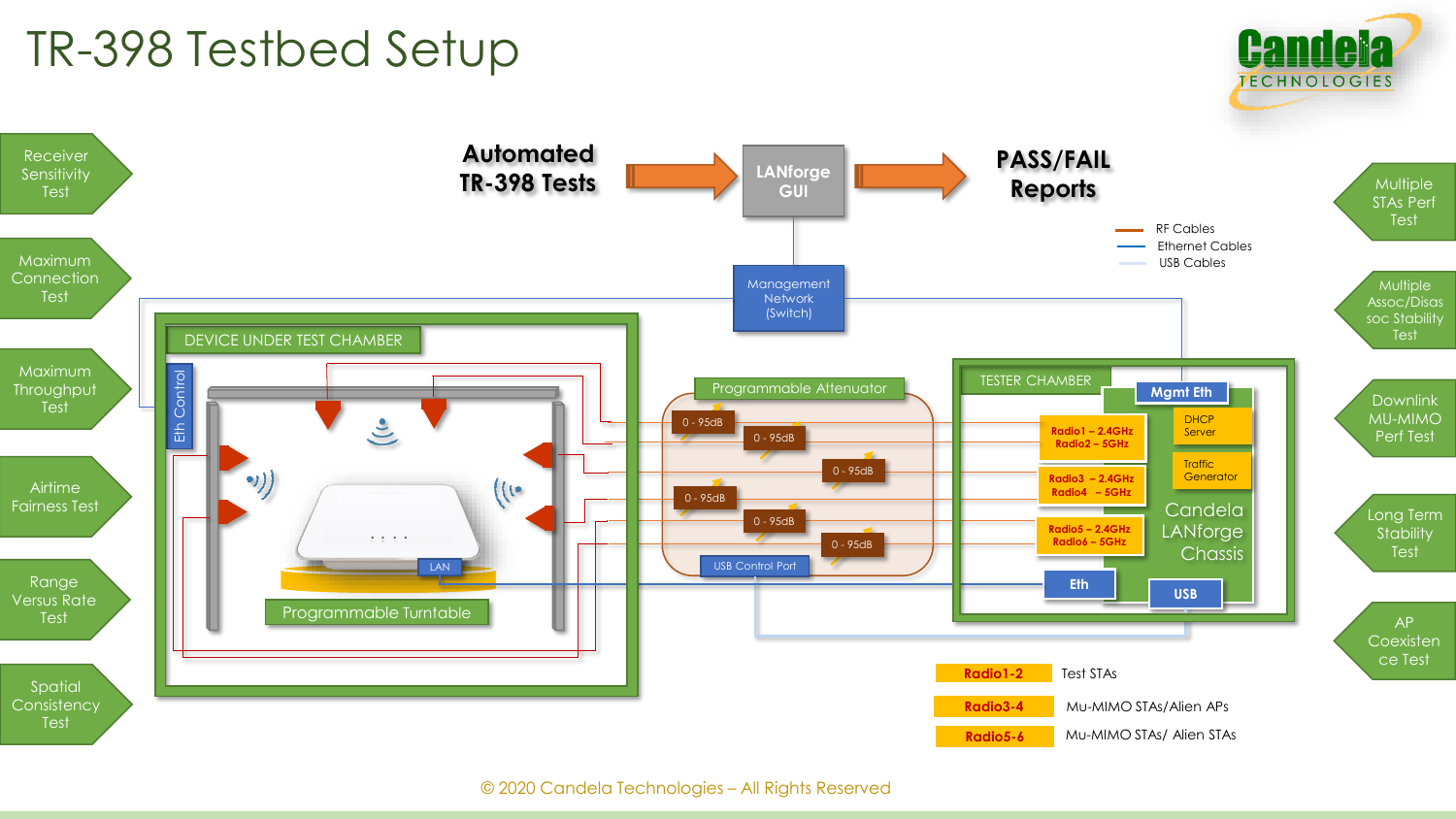# TR-398 Testbed Setup

**Automated TR-398 Tests** → LANforge GUI → **PASS/FAIL Reports**

Management Network (Switch)

- RF Cables
- Ethernet Cables
- USB Cables

**Tests:**

- Receiver Sensitivity Test
- Maximum Connection Test
- Maximum Throughput Test
- Airtime Fairness Test
- Range Versus Rate Test
- Spatial Consistency Test
- Multiple STAs Perf Test
- Multiple Assoc/Disassoc Stability Test
- Downlink MU-MIMO Perf Test
- Long Term Stability Test
- AP Coexistence Test

**DEVICE UNDER TEST CHAMBER**

- Eth Control
- LAN
- Programmable Turntable

**Programmable Attenuator**

- 0 - 95dB
- 0 - 95dB
- 0 - 95dB
- 0 - 95dB
- 0 - 95dB
- 0 - 95dB
- USB Control Port

**TESTER CHAMBER**

- Mgmt Eth
- Radio1 – 2.4GHz, Radio2 – 5GHz
- Radio3 – 2.4GHz, Radio4 – 5GHz
- Radio5 – 2.4GHz, Radio6 – 5GHz
- DHCP Server
- Traffic Generator
- Candela LANforge Chassis
- Eth
- USB

| Radio | Role |
| --- | --- |
| Radio1-2 | Test STAs |
| Radio3-4 | Mu-MIMO STAs/Alien APs |
| Radio5-6 | Mu-MIMO STAs/ Alien STAs |

© 2020 Candela Technologies – All Rights Reserved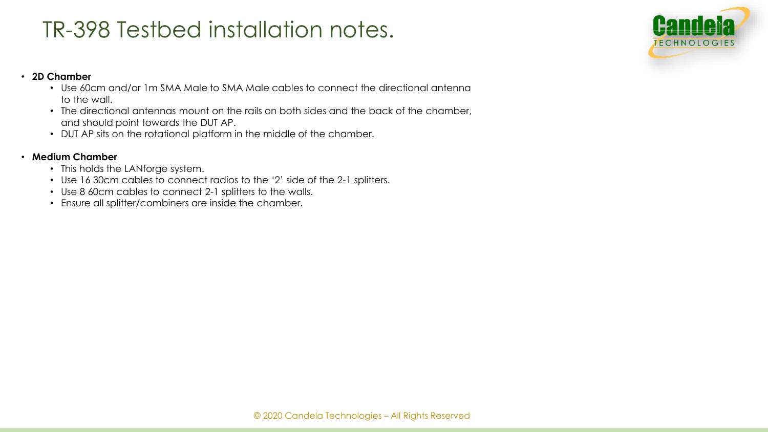# TR-398 Testbed installation notes.

- **2D Chamber**
  - Use 60cm and/or 1m SMA Male to SMA Male cables to connect the directional antenna to the wall.
  - The directional antennas mount on the rails on both sides and the back of the chamber, and should point towards the DUT AP.
  - DUT AP sits on the rotational platform in the middle of the chamber.

- **Medium Chamber**
  - This holds the LANforge system.
  - Use 16 30cm cables to connect radios to the '2' side of the 2-1 splitters.
  - Use 8 60cm cables to connect 2-1 splitters to the walls.
  - Ensure all splitter/combiners are inside the chamber.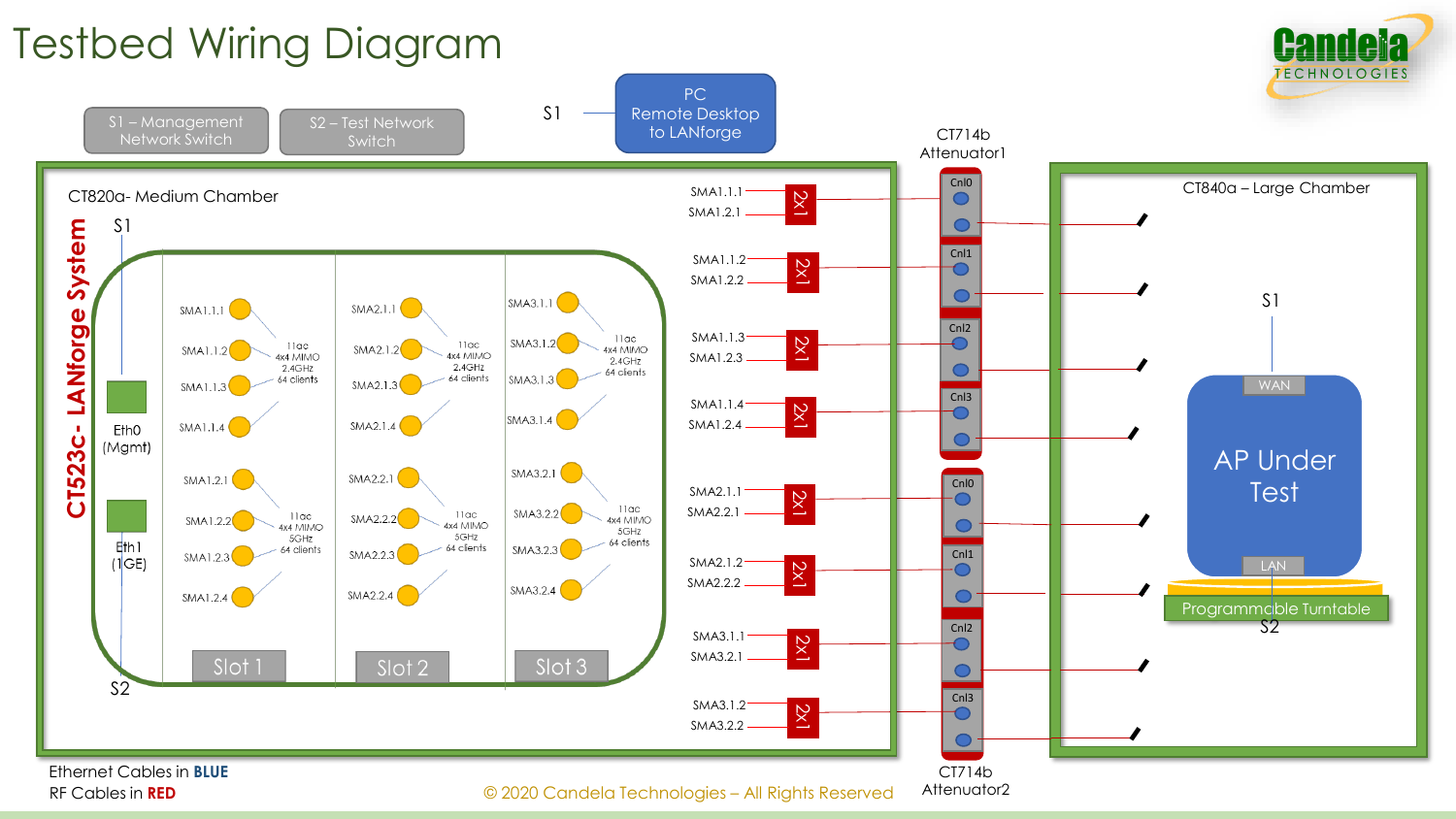# Testbed Wiring Diagram

S1 – Management Network Switch

S2 – Test Network Switch

S1 — PC Remote Desktop to LANforge

CT820a- Medium Chamber

CT523c- LANforge System

S1

Eth0 (Mgmt)

Eth1 (1GE)

S2

**Slot 1**

SMA1.1.1, SMA1.1.2, SMA1.1.3, SMA1.1.4 — 11ac 4x4 MIMO 2.4GHz 64 clients

SMA1.2.1, SMA1.2.2, SMA1.2.3, SMA1.2.4 — 11ac 4x4 MIMO 5GHz 64 clients

**Slot 2**

SMA2.1.1, SMA2.1.2, SMA2.1.3, SMA2.1.4 — 11ac 4x4 MIMO 2.4GHz 64 clients

SMA2.2.1, SMA2.2.2, SMA2.2.3, SMA2.2.4 — 11ac 4x4 MIMO 5GHz 64 clients

**Slot 3**

SMA3.1.1, SMA3.1.2, SMA3.1.3, SMA3.1.4 — 11ac 4x4 MIMO 2.4GHz 64 clients

SMA3.2.1, SMA3.2.2, SMA3.2.3, SMA3.2.4 — 11ac 4x4 MIMO 5GHz 64 clients

**2x1 combiners**

| Inputs | Combiner | Attenuator |
|---|---|---|
| SMA1.1.1, SMA1.2.1 | 2x1 | CT714b Attenuator1 Cnl0 |
| SMA1.1.2, SMA1.2.2 | 2x1 | CT714b Attenuator1 Cnl1 |
| SMA1.1.3, SMA1.2.3 | 2x1 | CT714b Attenuator1 Cnl2 |
| SMA1.1.4, SMA1.2.4 | 2x1 | CT714b Attenuator1 Cnl3 |
| SMA2.1.1, SMA2.2.1 | 2x1 | CT714b Attenuator2 Cnl0 |
| SMA2.1.2, SMA2.2.2 | 2x1 | CT714b Attenuator2 Cnl1 |
| SMA3.1.1, SMA3.2.1 | 2x1 | CT714b Attenuator2 Cnl2 |
| SMA3.1.2, SMA3.2.2 | 2x1 | CT714b Attenuator2 Cnl3 |

CT714b Attenuator1

CT714b Attenuator2

CT840a – Large Chamber

S1 — WAN — AP Under Test — LAN — S2

Programmable Turntable

Ethernet Cables in **BLUE**

RF Cables in **RED**

© 2020 Candela Technologies – All Rights Reserved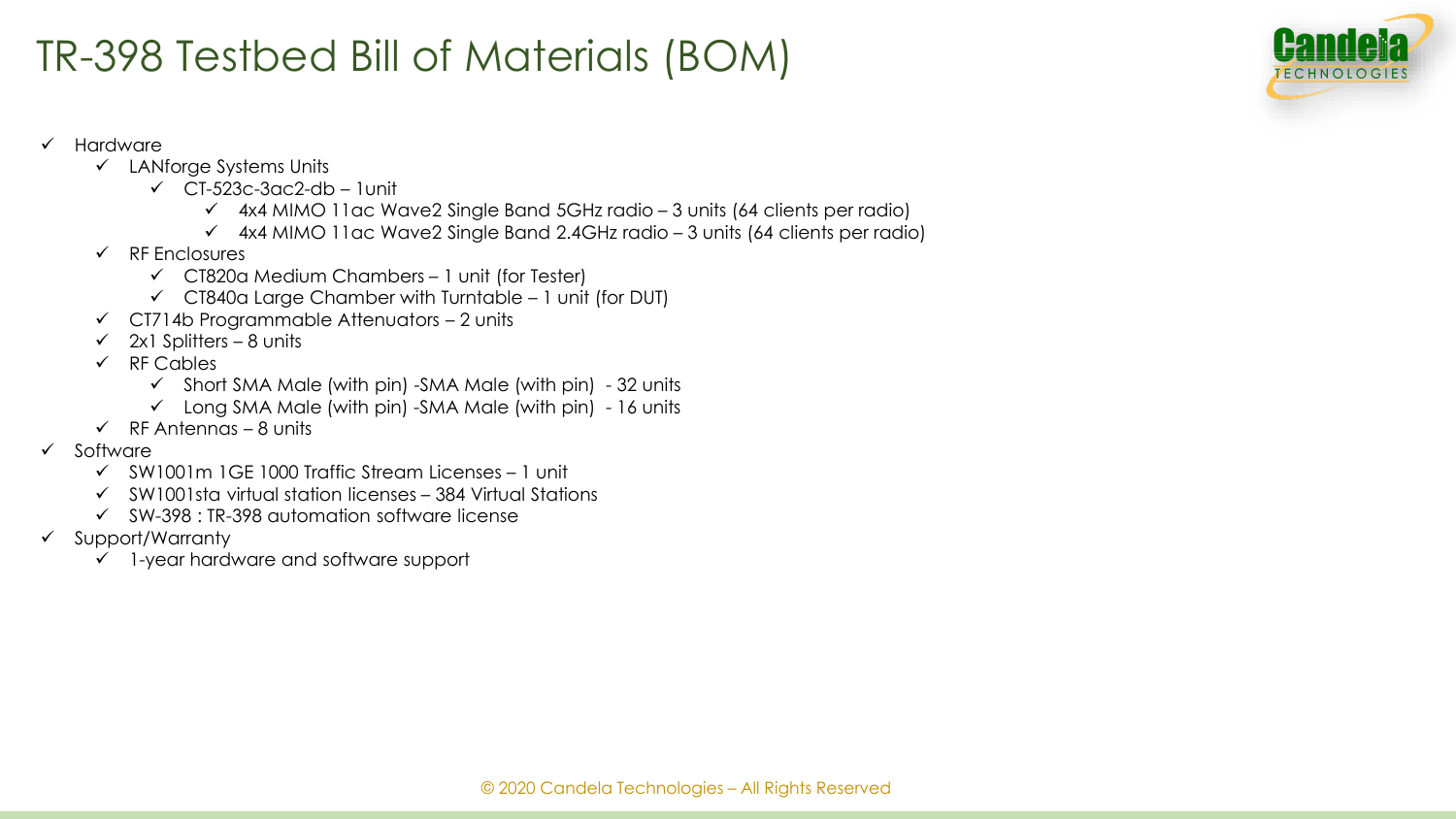# TR-398 Testbed Bill of Materials (BOM)

- Hardware
  - LANforge Systems Units
    - CT-523c-3ac2-db – 1unit
      - 4x4 MIMO 11ac Wave2 Single Band 5GHz radio – 3 units (64 clients per radio)
      - 4x4 MIMO 11ac Wave2 Single Band 2.4GHz radio – 3 units (64 clients per radio)
  - RF Enclosures
    - CT820a Medium Chambers – 1 unit (for Tester)
    - CT840a Large Chamber with Turntable – 1 unit (for DUT)
  - CT714b Programmable Attenuators – 2 units
  - 2x1 Splitters – 8 units
  - RF Cables
    - Short SMA Male (with pin) -SMA Male (with pin) - 32 units
    - Long SMA Male (with pin) -SMA Male (with pin) - 16 units
  - RF Antennas – 8 units
- Software
  - SW1001m 1GE 1000 Traffic Stream Licenses – 1 unit
  - SW1001sta virtual station licenses – 384 Virtual Stations
  - SW-398 : TR-398 automation software license
- Support/Warranty
  - 1-year hardware and software support